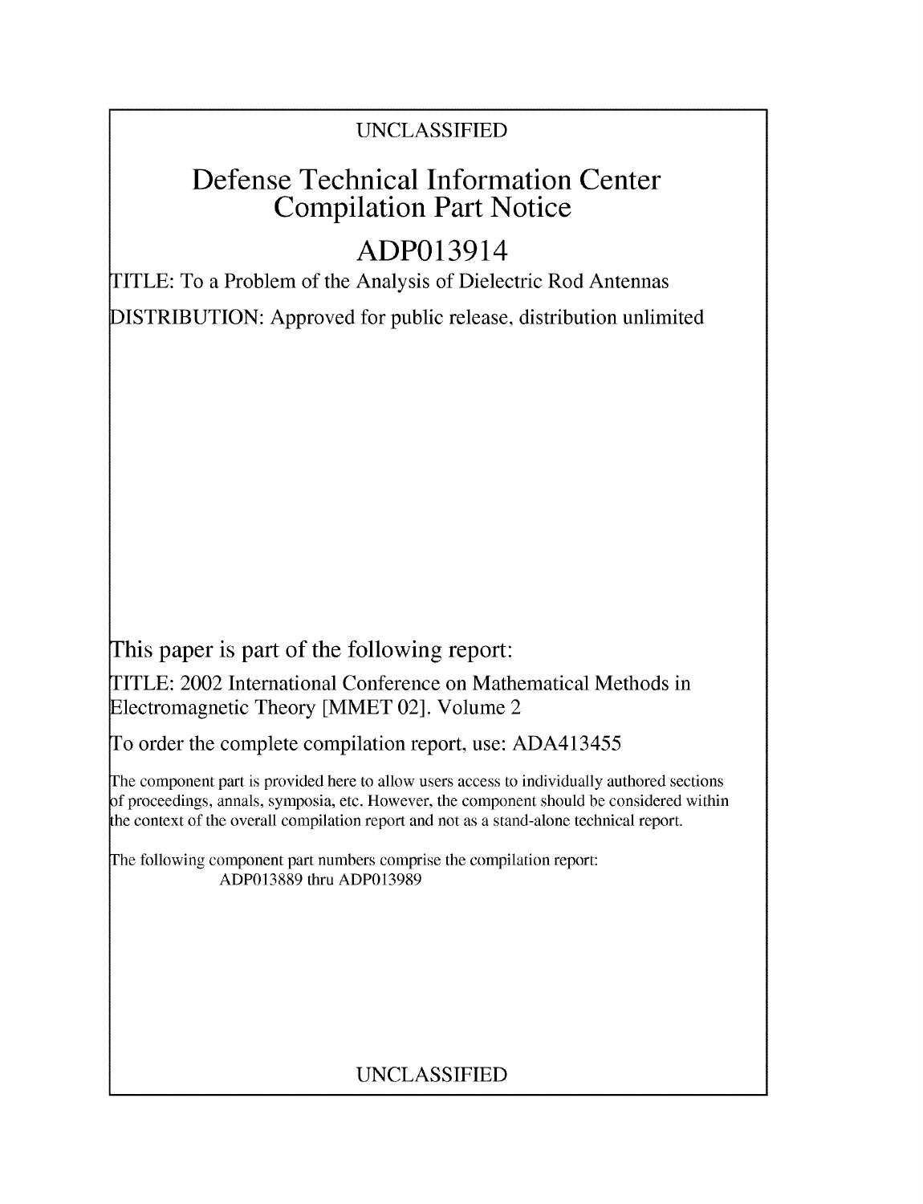UNCLASSIFIED

# Defense Technical Information Center Compilation Part Notice

# ADP013914

TITLE: To a Problem of the Analysis of Dielectric Rod Antennas

DISTRIBUTION: Approved for public release, distribution unlimited

This paper is part of the following report:

TITLE: 2002 International Conference on Mathematical Methods in Electromagnetic Theory [MMET 02]. Volume 2

To order the complete compilation report, use: ADA413455

The component part is provided here to allow users access to individually authored sections of proceedings, annals, symposia, etc. However, the component should be considered within the context of the overall compilation report and not as a stand-alone technical report.

The following component part numbers comprise the compilation report:
ADP013889 thru ADP013989

UNCLASSIFIED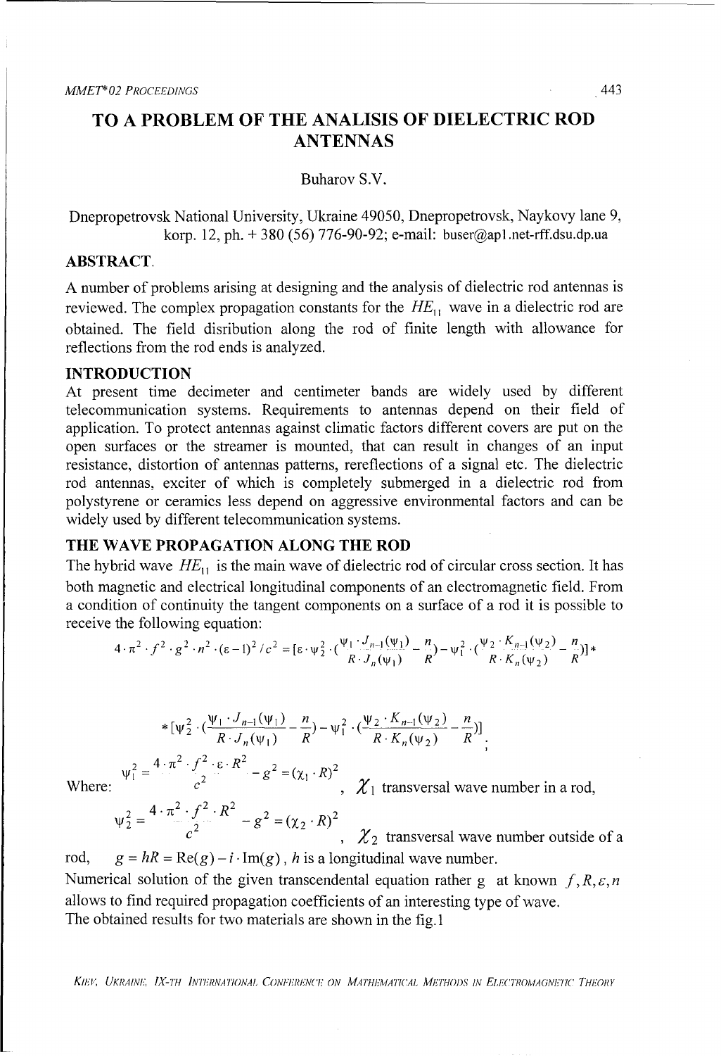# TO A PROBLEM OF THE ANALISIS OF DIELECTRIC ROD ANTENNAS

Buharov S.V.

Dnepropetrovsk National University, Ukraine 49050, Dnepropetrovsk, Naykovy lane 9, korp. 12, ph. + 380 (56) 776-90-92; e-mail: buser@apl.net-rff.dsu.dp.ua

## ABSTRACT.

A number of problems arising at designing and the analysis of dielectric rod antennas is reviewed. The complex propagation constants for the $HE_{11}$ wave in a dielectric rod are obtained. The field disribution along the rod of finite length with allowance for reflections from the rod ends is analyzed.

## INTRODUCTION

At present time decimeter and centimeter bands are widely used by different telecommunication systems. Requirements to antennas depend on their field of application. To protect antennas against climatic factors different covers are put on the open surfaces or the streamer is mounted, that can result in changes of an input resistance, distortion of antennas patterns, rereflections of a signal etc. The dielectric rod antennas, exciter of which is completely submerged in a dielectric rod from polystyrene or ceramics less depend on aggressive environmental factors and can be widely used by different telecommunication systems.

## THE WAVE PROPAGATION ALONG THE ROD

The hybrid wave $HE_{11}$ is the main wave of dielectric rod of circular cross section. It has both magnetic and electrical longitudinal components of an electromagnetic field. From a condition of continuity the tangent components on a surface of a rod it is possible to receive the following equation:

$$4\cdot\pi^2\cdot f^2\cdot g^2\cdot n^2\cdot(\varepsilon-1)^2/c^2=[\varepsilon\cdot\psi_2^2\cdot(\frac{\psi_1\cdot J_{n-1}(\psi_1)}{R\cdot J_n(\psi_1)}-\frac{n}{R})-\psi_1^2\cdot(\frac{\psi_2\cdot K_{n-1}(\psi_2)}{R\cdot K_n(\psi_2)}-\frac{n}{R})]*$$

$$*[\psi_2^2\cdot(\frac{\psi_1\cdot J_{n-1}(\psi_1)}{R\cdot J_n(\psi_1)}-\frac{n}{R})-\psi_1^2\cdot(\frac{\psi_2\cdot K_{n-1}(\psi_2)}{R\cdot K_n(\psi_2)}-\frac{n}{R})];$$

Where: $\psi_1^2=\frac{4\cdot\pi^2\cdot f^2\cdot\varepsilon\cdot R^2}{c^2}-g^2=(\chi_1\cdot R)^2$, $\chi_1$ transversal wave number in a rod,

$\psi_2^2=\frac{4\cdot\pi^2\cdot f^2\cdot R^2}{c^2}-g^2=(\chi_2\cdot R)^2$, $\chi_2$ transversal wave number outside of a rod, $g=hR=\mathrm{Re}(g)-i\cdot\mathrm{Im}(g)$, $h$ is a longitudinal wave number.

Numerical solution of the given transcendental equation rather g at known $f,R,\varepsilon,n$ allows to find required propagation coefficients of an interesting type of wave.

The obtained results for two materials are shown in the fig.1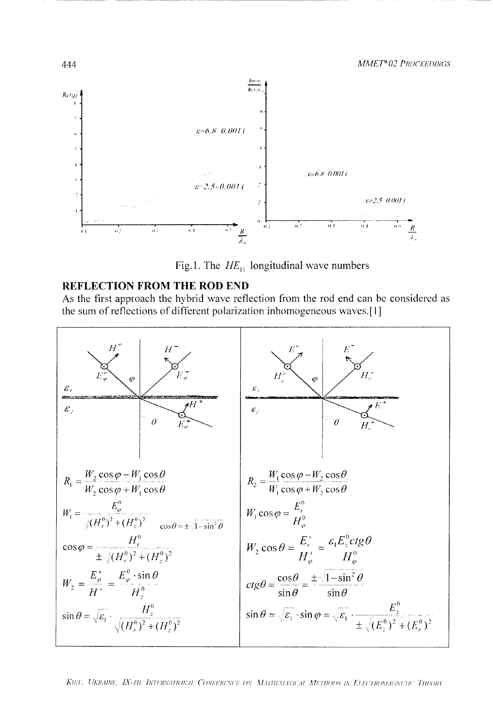Fig.1. The $HE_{11}$ longitudinal wave numbers

## REFLECTION FROM THE ROD END

As the first approach the hybrid wave reflection from the rod end can be considered as the sum of reflections of different polarization inhomogeneous waves.[1]

| | |
|---|---|
| $R_1 = \dfrac{W_2 \cos\varphi - W_1 \cos\theta}{W_2 \cos\varphi + W_1 \cos\theta}$ | $R_2 = \dfrac{W_1 \cos\varphi - W_2 \cos\theta}{W_1 \cos\varphi + W_2 \cos\theta}$ |
| $W_1 = \dfrac{E_\varphi^0}{\sqrt{(H_r^0)^2 + (H_z^0)^2}}$ $\quad \cos\theta = \pm\sqrt{1-\sin^2\theta}$ | $W_1 \cos\varphi = \dfrac{E_r^0}{H_\varphi^0}$ |
| $\cos\varphi = \dfrac{H_r^0}{\pm\sqrt{(H_r^0)^2 + (H_z^0)^2}}$ | $W_2 \cos\theta = \dfrac{E_r^+}{H_\varphi^+} = \dfrac{\varepsilon_1 E_z^0 ctg\theta}{H_\varphi^0}$ |
| $W_2 = \dfrac{E_\varphi^+}{H^+} = \dfrac{E_\varphi^0 \cdot \sin\theta}{H_z^0}$ | $ctg\theta = \dfrac{\cos\theta}{\sin\theta} = \dfrac{\pm\sqrt{1-\sin^2\theta}}{\sin\theta}$ |
| $\sin\theta = \sqrt{\varepsilon_1} \cdot \dfrac{H_z^0}{\sqrt{(H_r^0)^2 + (H_z^0)^2}}$ | $\sin\theta = \sqrt{\varepsilon_1} \cdot \sin\varphi = \sqrt{\varepsilon_1} \cdot \dfrac{E_z^0}{\pm\sqrt{(E_z^0)^2 + (E_r^0)^2}}$ |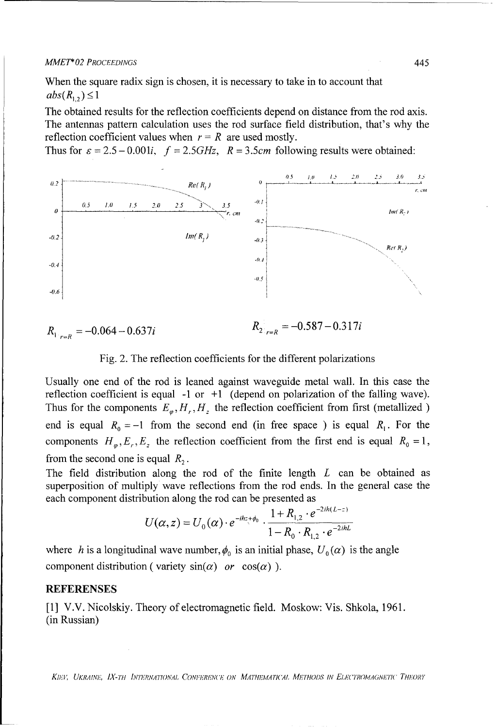When the square radix sign is chosen, it is necessary to take in to account that $abs(R_{1,2}) \leq 1$

The obtained results for the reflection coefficients depend on distance from the rod axis. The antennas pattern calculation uses the rod surface field distribution, that's why the reflection coefficient values when $r = R$ are used mostly.

Thus for $\varepsilon = 2.5 - 0.001i$, $f = 2.5GHz$, $R = 3.5cm$ following results were obtained:

0.2
0
-0.2
-0.4
-0.6
0.5 1.0 1.5 2.0 2.5 3 3.5
r, cm
$Re(R_1)$
$Im(R_1)$

0
-0.1
-0.2
-0.3
-0.4
-0.5
0.5 1.0 1.5 2.0 2.5 3.0 3.5
r, cm
$Im(R_2)$
$Re(R_2)$

$R_1\big|_{r=R} = -0.064 - 0.637i$ $\qquad$ $R_2\big|_{r=R} = -0.587 - 0.317i$

Fig. 2. The reflection coefficients for the different polarizations

Usually one end of the rod is leaned against waveguide metal wall. In this case the reflection coefficient is equal -1 or +1 (depend on polarization of the falling wave). Thus for the components $E_\varphi, H_r, H_z$ the reflection coefficient from first (metallized ) end is equal $R_0 = -1$ from the second end (in free space ) is equal $R_1$. For the components $H_\varphi, E_r, E_z$ the reflection coefficient from the first end is equal $R_0 = 1$, from the second one is equal $R_2$.

The field distribution along the rod of the finite length $L$ can be obtained as superposition of multiply wave reflections from the rod ends. In the general case the each component distribution along the rod can be presented as

$$U(\alpha, z) = U_0(\alpha) \cdot e^{-ihz+\phi_0} \cdot \frac{1 + R_{1,2} \cdot e^{-2ih(L-z)}}{1 - R_0 \cdot R_{1,2} \cdot e^{-2ihL}}$$

where $h$ is a longitudinal wave number, $\phi_0$ is an initial phase, $U_0(\alpha)$ is the angle component distribution ( variety $\sin(\alpha)$ *or* $\cos(\alpha)$ ).

## REFERENSES

[1] V.V. Nicolskiy. Theory of electromagnetic field. Moskow: Vis. Shkola, 1961. (in Russian)